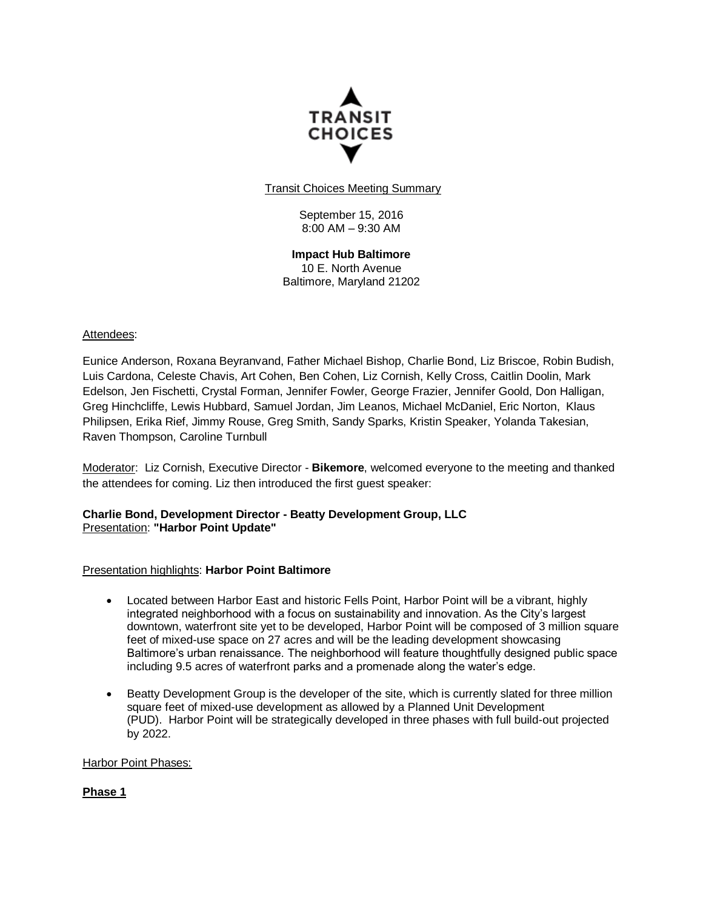TRANSIT CHOICES

Transit Choices Meeting Summary

September 15, 2016
8:00 AM – 9:30 AM

**Impact Hub Baltimore**
10 E. North Avenue
Baltimore, Maryland 21202

Attendees:

Eunice Anderson, Roxana Beyranvand, Father Michael Bishop, Charlie Bond, Liz Briscoe, Robin Budish, Luis Cardona, Celeste Chavis, Art Cohen, Ben Cohen, Liz Cornish, Kelly Cross, Caitlin Doolin, Mark Edelson, Jen Fischetti, Crystal Forman, Jennifer Fowler, George Frazier, Jennifer Goold, Don Halligan, Greg Hinchcliffe, Lewis Hubbard, Samuel Jordan, Jim Leanos, Michael McDaniel, Eric Norton, Klaus Philipsen, Erika Rief, Jimmy Rouse, Greg Smith, Sandy Sparks, Kristin Speaker, Yolanda Takesian, Raven Thompson, Caroline Turnbull

Moderator: Liz Cornish, Executive Director - **Bikemore**, welcomed everyone to the meeting and thanked the attendees for coming. Liz then introduced the first guest speaker:

**Charlie Bond, Development Director - Beatty Development Group, LLC**
Presentation: **"Harbor Point Update"**

Presentation highlights: **Harbor Point Baltimore**

- Located between Harbor East and historic Fells Point, Harbor Point will be a vibrant, highly integrated neighborhood with a focus on sustainability and innovation. As the City's largest downtown, waterfront site yet to be developed, Harbor Point will be composed of 3 million square feet of mixed-use space on 27 acres and will be the leading development showcasing Baltimore's urban renaissance. The neighborhood will feature thoughtfully designed public space including 9.5 acres of waterfront parks and a promenade along the water's edge.

- Beatty Development Group is the developer of the site, which is currently slated for three million square feet of mixed-use development as allowed by a Planned Unit Development (PUD). Harbor Point will be strategically developed in three phases with full build-out projected by 2022.

Harbor Point Phases:

**Phase 1**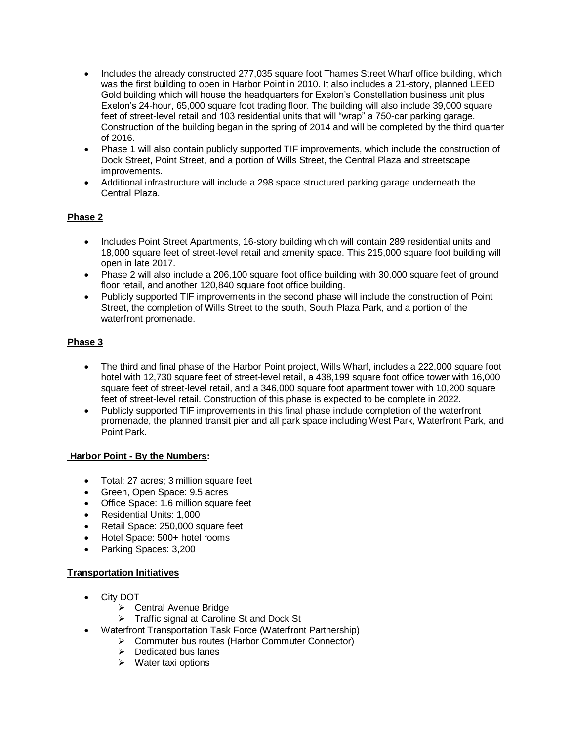- Includes the already constructed 277,035 square foot Thames Street Wharf office building, which was the first building to open in Harbor Point in 2010. It also includes a 21-story, planned LEED Gold building which will house the headquarters for Exelon's Constellation business unit plus Exelon's 24-hour, 65,000 square foot trading floor. The building will also include 39,000 square feet of street-level retail and 103 residential units that will "wrap" a 750-car parking garage. Construction of the building began in the spring of 2014 and will be completed by the third quarter of 2016.
- Phase 1 will also contain publicly supported TIF improvements, which include the construction of Dock Street, Point Street, and a portion of Wills Street, the Central Plaza and streetscape improvements.
- Additional infrastructure will include a 298 space structured parking garage underneath the Central Plaza.

**Phase 2**

- Includes Point Street Apartments, 16-story building which will contain 289 residential units and 18,000 square feet of street-level retail and amenity space. This 215,000 square foot building will open in late 2017.
- Phase 2 will also include a 206,100 square foot office building with 30,000 square feet of ground floor retail, and another 120,840 square foot office building.
- Publicly supported TIF improvements in the second phase will include the construction of Point Street, the completion of Wills Street to the south, South Plaza Park, and a portion of the waterfront promenade.

**Phase 3**

- The third and final phase of the Harbor Point project, Wills Wharf, includes a 222,000 square foot hotel with 12,730 square feet of street-level retail, a 438,199 square foot office tower with 16,000 square feet of street-level retail, and a 346,000 square foot apartment tower with 10,200 square feet of street-level retail. Construction of this phase is expected to be complete in 2022.
- Publicly supported TIF improvements in this final phase include completion of the waterfront promenade, the planned transit pier and all park space including West Park, Waterfront Park, and Point Park.

**Harbor Point - By the Numbers:**

- Total: 27 acres; 3 million square feet
- Green, Open Space: 9.5 acres
- Office Space: 1.6 million square feet
- Residential Units: 1,000
- Retail Space: 250,000 square feet
- Hotel Space: 500+ hotel rooms
- Parking Spaces: 3,200

**Transportation Initiatives**

- City DOT
  - Central Avenue Bridge
  - Traffic signal at Caroline St and Dock St
- Waterfront Transportation Task Force (Waterfront Partnership)
  - Commuter bus routes (Harbor Commuter Connector)
  - Dedicated bus lanes
  - Water taxi options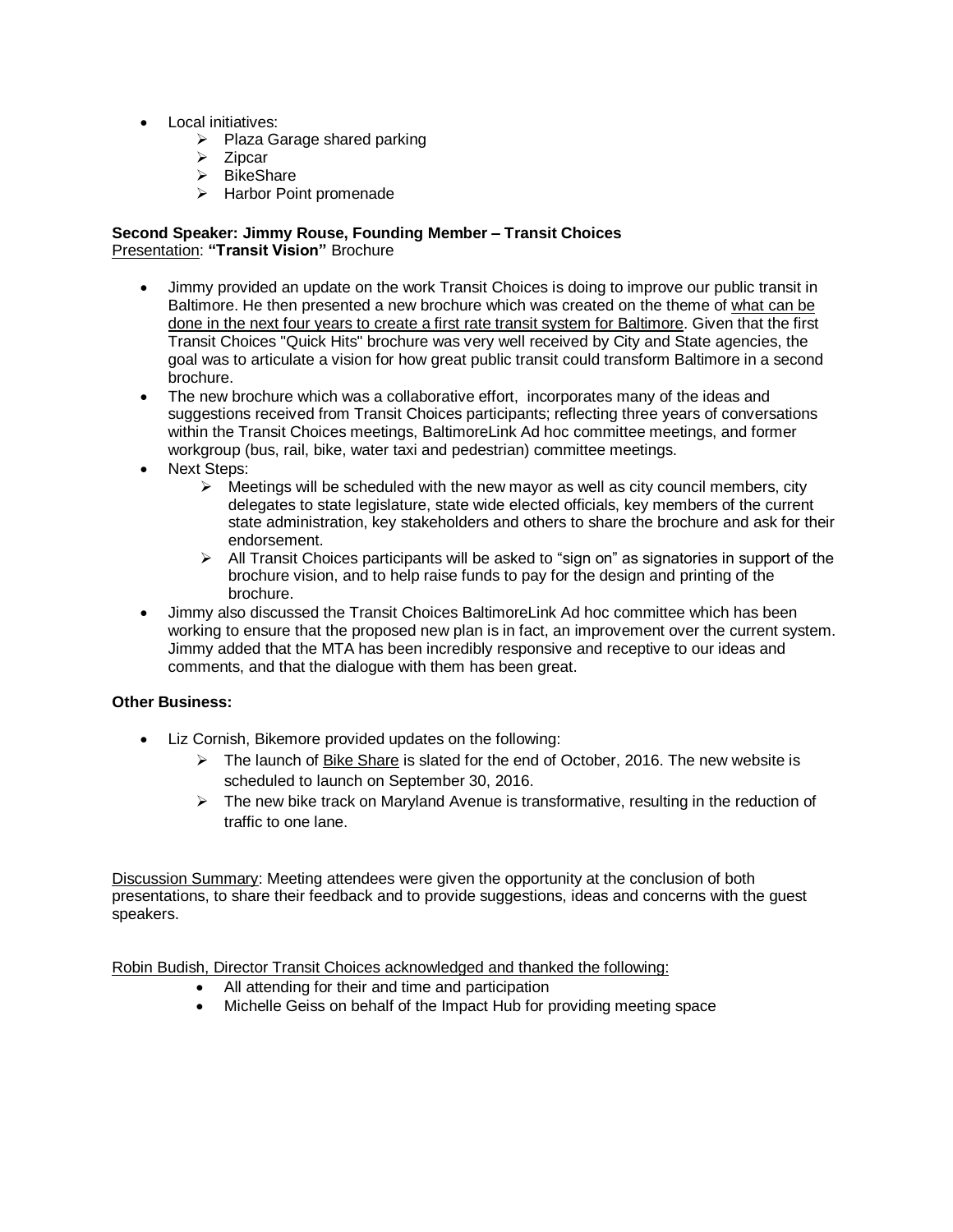- Local initiatives:
  - Plaza Garage shared parking
  - Zipcar
  - BikeShare
  - Harbor Point promenade

**Second Speaker: Jimmy Rouse, Founding Member – Transit Choices**
Presentation: **"Transit Vision"** Brochure

- Jimmy provided an update on the work Transit Choices is doing to improve our public transit in Baltimore. He then presented a new brochure which was created on the theme of what can be done in the next four years to create a first rate transit system for Baltimore. Given that the first Transit Choices "Quick Hits" brochure was very well received by City and State agencies, the goal was to articulate a vision for how great public transit could transform Baltimore in a second brochure.
- The new brochure which was a collaborative effort, incorporates many of the ideas and suggestions received from Transit Choices participants; reflecting three years of conversations within the Transit Choices meetings, BaltimoreLink Ad hoc committee meetings, and former workgroup (bus, rail, bike, water taxi and pedestrian) committee meetings.
- Next Steps:
  - Meetings will be scheduled with the new mayor as well as city council members, city delegates to state legislature, state wide elected officials, key members of the current state administration, key stakeholders and others to share the brochure and ask for their endorsement.
  - All Transit Choices participants will be asked to "sign on" as signatories in support of the brochure vision, and to help raise funds to pay for the design and printing of the brochure.
- Jimmy also discussed the Transit Choices BaltimoreLink Ad hoc committee which has been working to ensure that the proposed new plan is in fact, an improvement over the current system. Jimmy added that the MTA has been incredibly responsive and receptive to our ideas and comments, and that the dialogue with them has been great.

**Other Business:**

- Liz Cornish, Bikemore provided updates on the following:
  - The launch of Bike Share is slated for the end of October, 2016. The new website is scheduled to launch on September 30, 2016.
  - The new bike track on Maryland Avenue is transformative, resulting in the reduction of traffic to one lane.

Discussion Summary: Meeting attendees were given the opportunity at the conclusion of both presentations, to share their feedback and to provide suggestions, ideas and concerns with the guest speakers.

Robin Budish, Director Transit Choices acknowledged and thanked the following:

- All attending for their and time and participation
- Michelle Geiss on behalf of the Impact Hub for providing meeting space